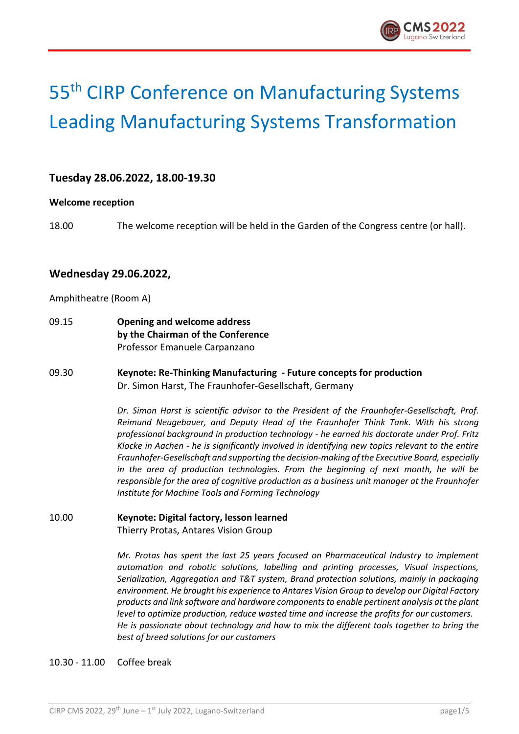# 55th CIRP Conference on Manufacturing Systems
# Leading Manufacturing Systems Transformation

## Tuesday 28.06.2022, 18.00-19.30

**Welcome reception**

18.00 The welcome reception will be held in the Garden of the Congress centre (or hall).

## Wednesday 29.06.2022,

Amphitheatre (Room A)

09.15 **Opening and welcome address by the Chairman of the Conference**
Professor Emanuele Carpanzano

09.30 **Keynote: Re-Thinking Manufacturing - Future concepts for production**
Dr. Simon Harst, The Fraunhofer-Gesellschaft, Germany

*Dr. Simon Harst is scientific advisor to the President of the Fraunhofer-Gesellschaft, Prof. Reimund Neugebauer, and Deputy Head of the Fraunhofer Think Tank. With his strong professional background in production technology - he earned his doctorate under Prof. Fritz Klocke in Aachen - he is significantly involved in identifying new topics relevant to the entire Fraunhofer-Gesellschaft and supporting the decision-making of the Executive Board, especially in the area of production technologies. From the beginning of next month, he will be responsible for the area of cognitive production as a business unit manager at the Fraunhofer Institute for Machine Tools and Forming Technology*

10.00 **Keynote: Digital factory, lesson learned**
Thierry Protas, Antares Vision Group

*Mr. Protas has spent the last 25 years focused on Pharmaceutical Industry to implement automation and robotic solutions, labelling and printing processes, Visual inspections, Serialization, Aggregation and T&T system, Brand protection solutions, mainly in packaging environment. He brought his experience to Antares Vision Group to develop our Digital Factory products and link software and hardware components to enable pertinent analysis at the plant level to optimize production, reduce wasted time and increase the profits for our customers. He is passionate about technology and how to mix the different tools together to bring the best of breed solutions for our customers*

10.30 - 11.00 Coffee break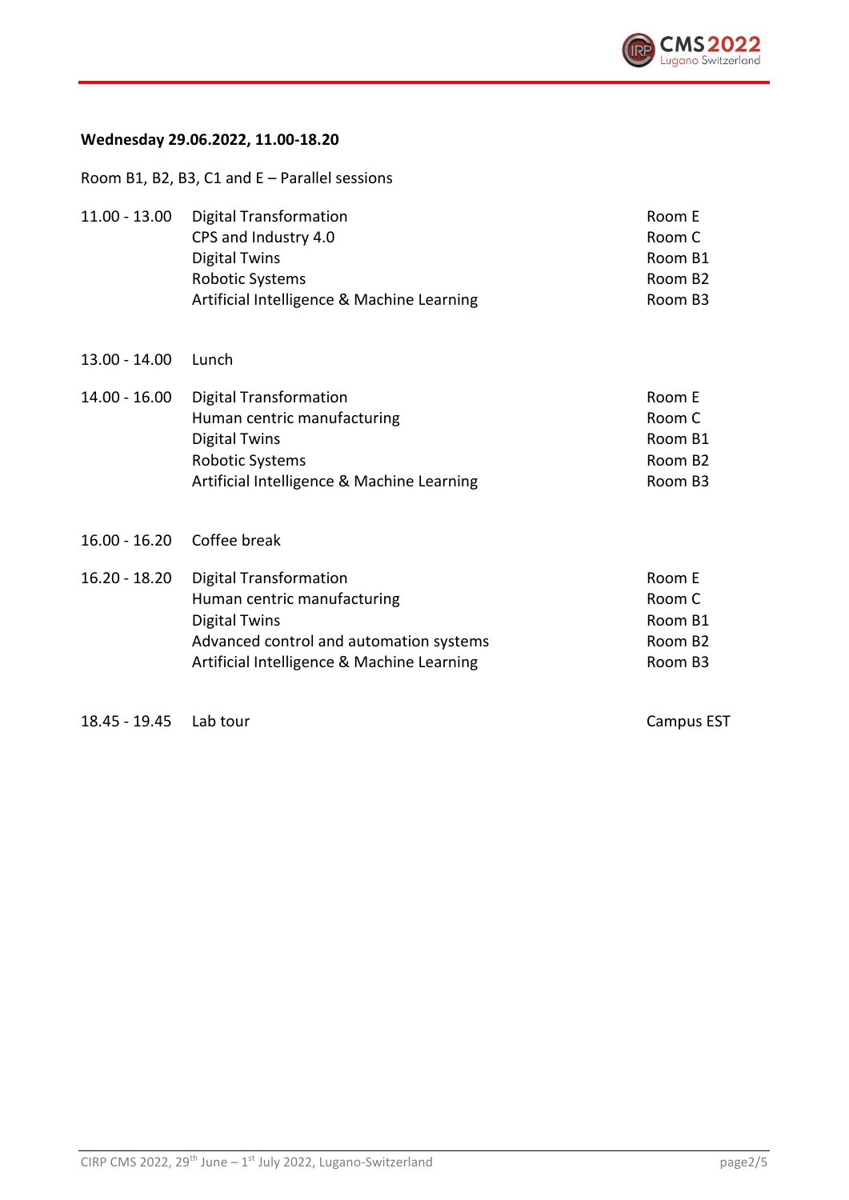**Wednesday 29.06.2022, 11.00-18.20**

Room B1, B2, B3, C1 and E – Parallel sessions

| | | |
|---|---|---|
| 11.00 - 13.00 | Digital Transformation | Room E |
| | CPS and Industry 4.0 | Room C |
| | Digital Twins | Room B1 |
| | Robotic Systems | Room B2 |
| | Artificial Intelligence & Machine Learning | Room B3 |
| 13.00 - 14.00 | Lunch | |
| 14.00 - 16.00 | Digital Transformation | Room E |
| | Human centric manufacturing | Room C |
| | Digital Twins | Room B1 |
| | Robotic Systems | Room B2 |
| | Artificial Intelligence & Machine Learning | Room B3 |
| 16.00 - 16.20 | Coffee break | |
| 16.20 - 18.20 | Digital Transformation | Room E |
| | Human centric manufacturing | Room C |
| | Digital Twins | Room B1 |
| | Advanced control and automation systems | Room B2 |
| | Artificial Intelligence & Machine Learning | Room B3 |
| 18.45 - 19.45 | Lab tour | Campus EST |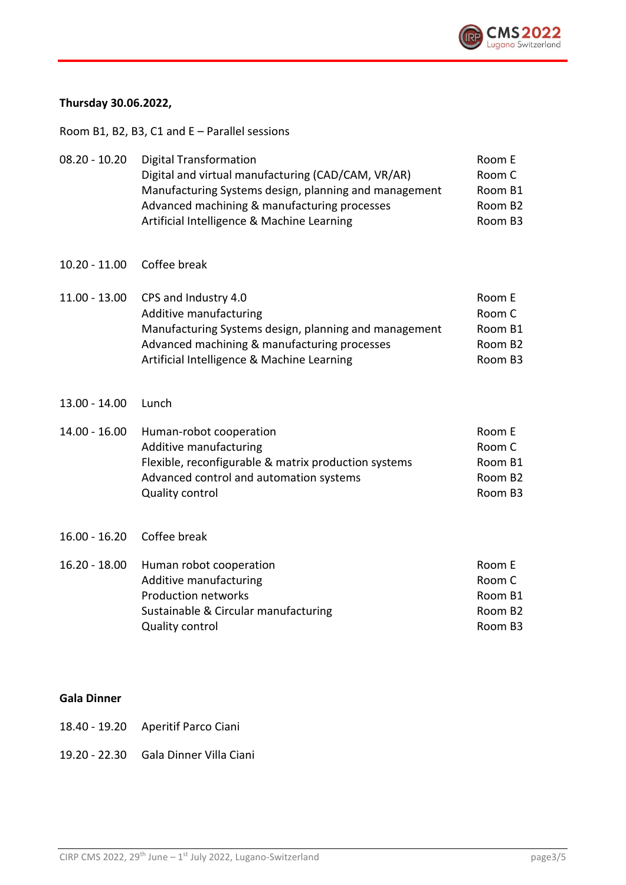**Thursday 30.06.2022,**

Room B1, B2, B3, C1 and E – Parallel sessions

| | | |
|---|---|---|
| 08.20 - 10.20 | Digital Transformation | Room E |
| | Digital and virtual manufacturing (CAD/CAM, VR/AR) | Room C |
| | Manufacturing Systems design, planning and management | Room B1 |
| | Advanced machining & manufacturing processes | Room B2 |
| | Artificial Intelligence & Machine Learning | Room B3 |
| 10.20 - 11.00 | Coffee break | |
| 11.00 - 13.00 | CPS and Industry 4.0 | Room E |
| | Additive manufacturing | Room C |
| | Manufacturing Systems design, planning and management | Room B1 |
| | Advanced machining & manufacturing processes | Room B2 |
| | Artificial Intelligence & Machine Learning | Room B3 |
| 13.00 - 14.00 | Lunch | |
| 14.00 - 16.00 | Human-robot cooperation | Room E |
| | Additive manufacturing | Room C |
| | Flexible, reconfigurable & matrix production systems | Room B1 |
| | Advanced control and automation systems | Room B2 |
| | Quality control | Room B3 |
| 16.00 - 16.20 | Coffee break | |
| 16.20 - 18.00 | Human robot cooperation | Room E |
| | Additive manufacturing | Room C |
| | Production networks | Room B1 |
| | Sustainable & Circular manufacturing | Room B2 |
| | Quality control | Room B3 |

**Gala Dinner**

18.40 - 19.20 Aperitif Parco Ciani

19.20 - 22.30 Gala Dinner Villa Ciani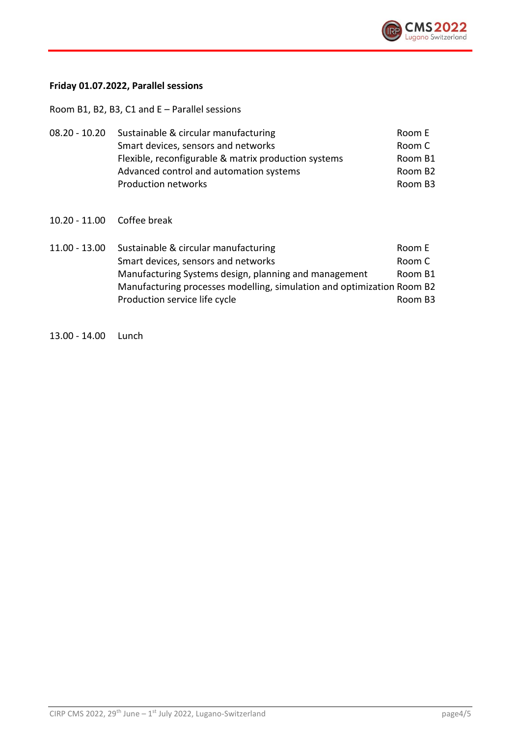**Friday 01.07.2022, Parallel sessions**

Room B1, B2, B3, C1 and E – Parallel sessions

| Time | Session | Room |
|---|---|---|
| 08.20 - 10.20 | Sustainable & circular manufacturing | Room E |
| | Smart devices, sensors and networks | Room C |
| | Flexible, reconfigurable & matrix production systems | Room B1 |
| | Advanced control and automation systems | Room B2 |
| | Production networks | Room B3 |
| 10.20 - 11.00 | Coffee break | |
| 11.00 - 13.00 | Sustainable & circular manufacturing | Room E |
| | Smart devices, sensors and networks | Room C |
| | Manufacturing Systems design, planning and management | Room B1 |
| | Manufacturing processes modelling, simulation and optimization | Room B2 |
| | Production service life cycle | Room B3 |
| 13.00 - 14.00 | Lunch | |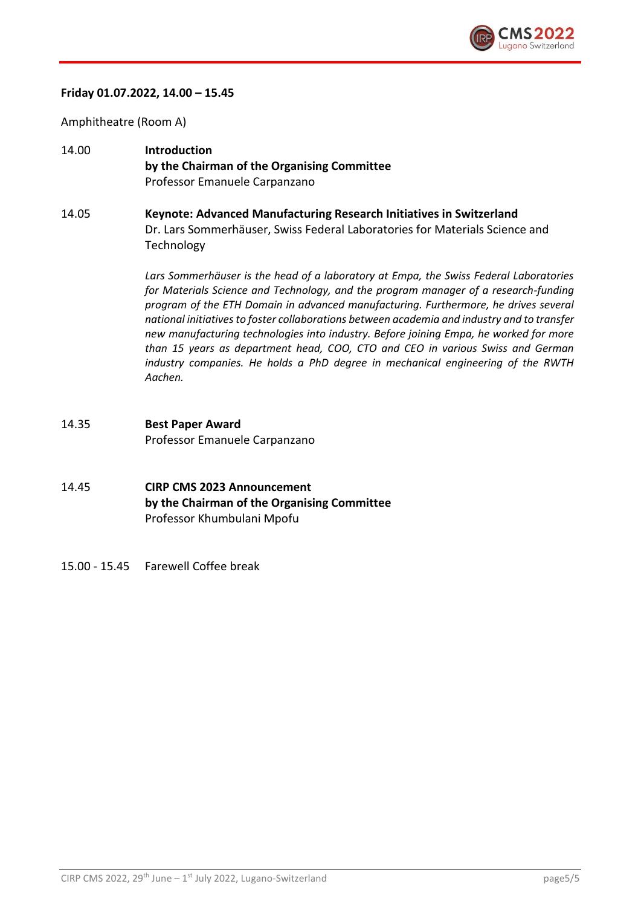**Friday 01.07.2022, 14.00 – 15.45**

Amphitheatre (Room A)

14.00 **Introduction**
**by the Chairman of the Organising Committee**
Professor Emanuele Carpanzano

14.05 **Keynote: Advanced Manufacturing Research Initiatives in Switzerland**
Dr. Lars Sommerhäuser, Swiss Federal Laboratories for Materials Science and Technology

*Lars Sommerhäuser is the head of a laboratory at Empa, the Swiss Federal Laboratories for Materials Science and Technology, and the program manager of a research-funding program of the ETH Domain in advanced manufacturing. Furthermore, he drives several national initiatives to foster collaborations between academia and industry and to transfer new manufacturing technologies into industry. Before joining Empa, he worked for more than 15 years as department head, COO, CTO and CEO in various Swiss and German industry companies. He holds a PhD degree in mechanical engineering of the RWTH Aachen.*

14.35 **Best Paper Award**
Professor Emanuele Carpanzano

14.45 **CIRP CMS 2023 Announcement**
**by the Chairman of the Organising Committee**
Professor Khumbulani Mpofu

15.00 - 15.45 Farewell Coffee break